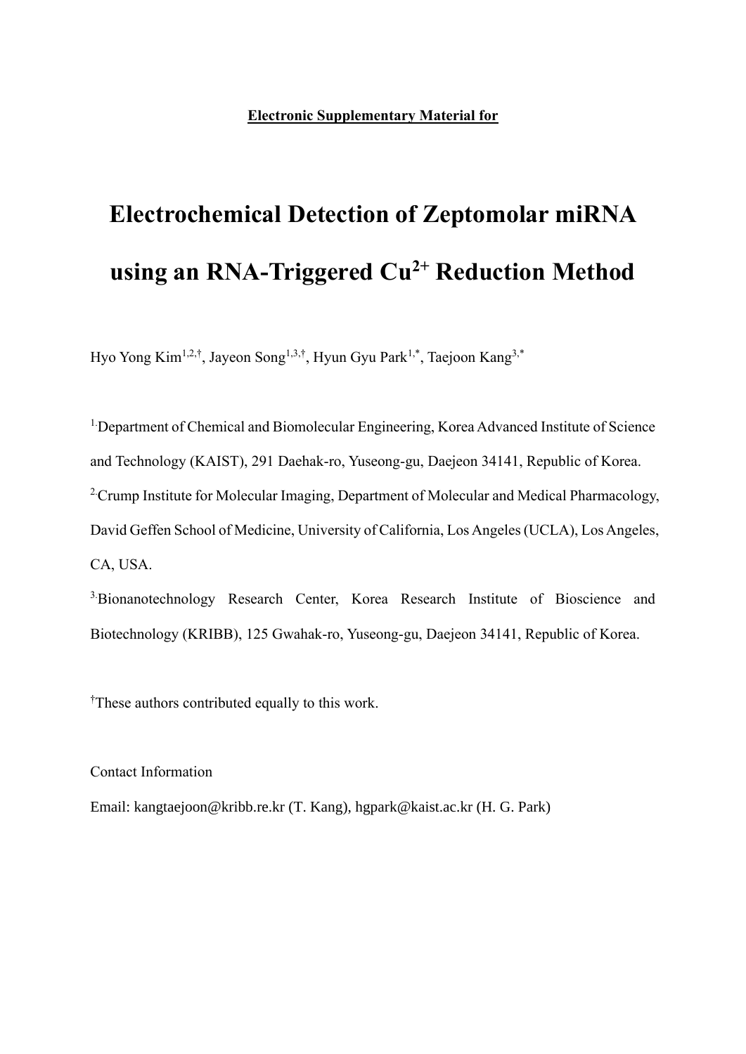**Electronic Supplementary Material for**

# Electrochemical Detection of Zeptomolar miRNA using an RNA-Triggered $Cu^{2+}$ Reduction Method

Hyo Yong Kim[1,2,†], Jayeon Song[1,3,†], Hyun Gyu Park[1,*], Taejoon Kang[3,*]

[1] Department of Chemical and Biomolecular Engineering, Korea Advanced Institute of Science and Technology (KAIST), 291 Daehak-ro, Yuseong-gu, Daejeon 34141, Republic of Korea.

[2] Crump Institute for Molecular Imaging, Department of Molecular and Medical Pharmacology, David Geffen School of Medicine, University of California, Los Angeles (UCLA), Los Angeles, CA, USA.

[3] Bionanotechnology Research Center, Korea Research Institute of Bioscience and Biotechnology (KRIBB), 125 Gwahak-ro, Yuseong-gu, Daejeon 34141, Republic of Korea.

[†] These authors contributed equally to this work.

Contact Information

Email: kangtaejoon@kribb.re.kr (T. Kang), hgpark@kaist.ac.kr (H. G. Park)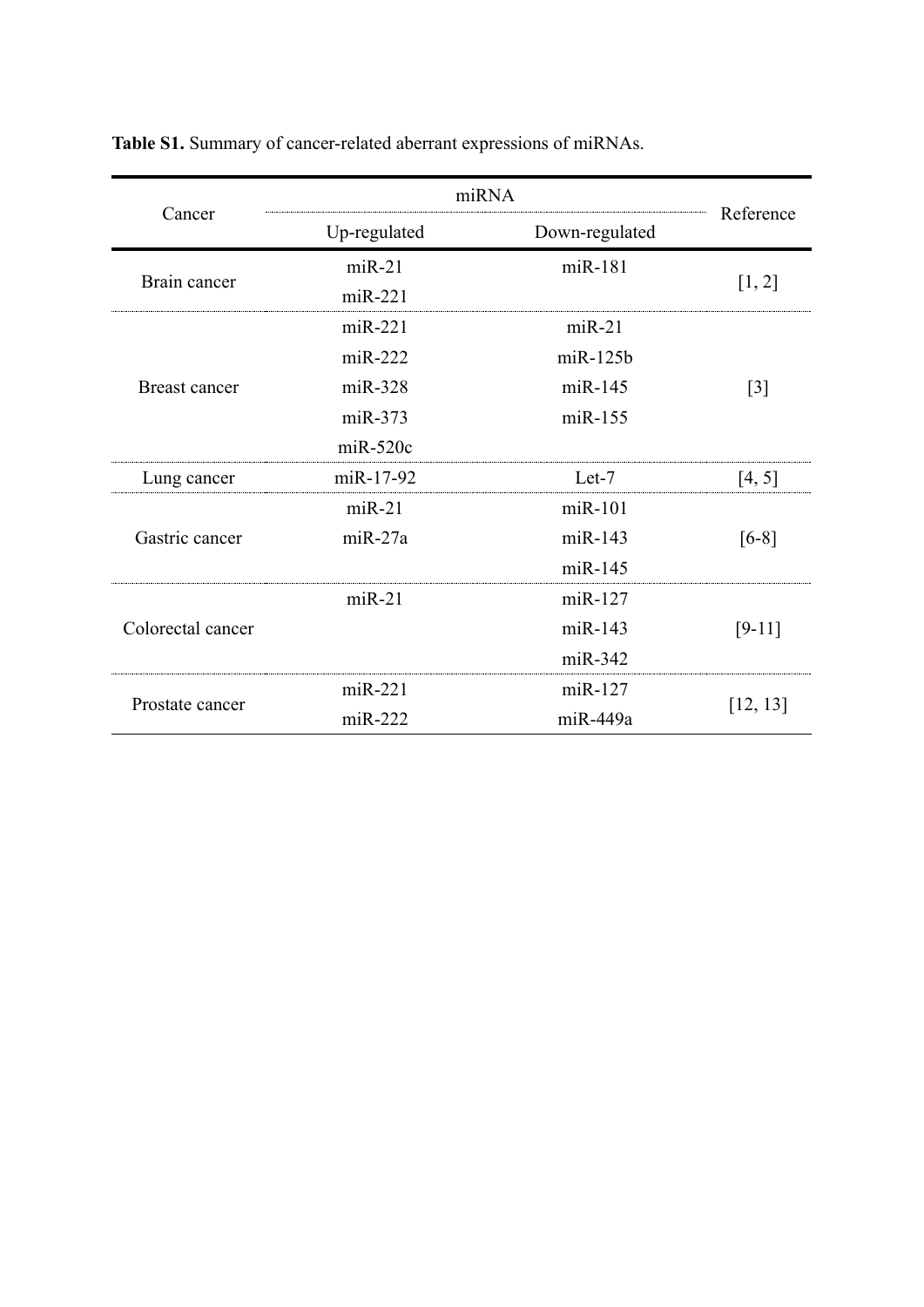**Table S1.** Summary of cancer-related aberrant expressions of miRNAs.

| Cancer | miRNA | | Reference |
|---|---|---|---|
| | Up-regulated | Down-regulated | |
| Brain cancer | miR-21<br>miR-221 | miR-181 | [1, 2] |
| Breast cancer | miR-221<br>miR-222<br>miR-328<br>miR-373<br>miR-520c | miR-21<br>miR-125b<br>miR-145<br>miR-155 | [3] |
| Lung cancer | miR-17-92 | Let-7 | [4, 5] |
| Gastric cancer | miR-21<br>miR-27a | miR-101<br>miR-143<br>miR-145 | [6-8] |
| Colorectal cancer | miR-21 | miR-127<br>miR-143<br>miR-342 | [9-11] |
| Prostate cancer | miR-221<br>miR-222 | miR-127<br>miR-449a | [12, 13] |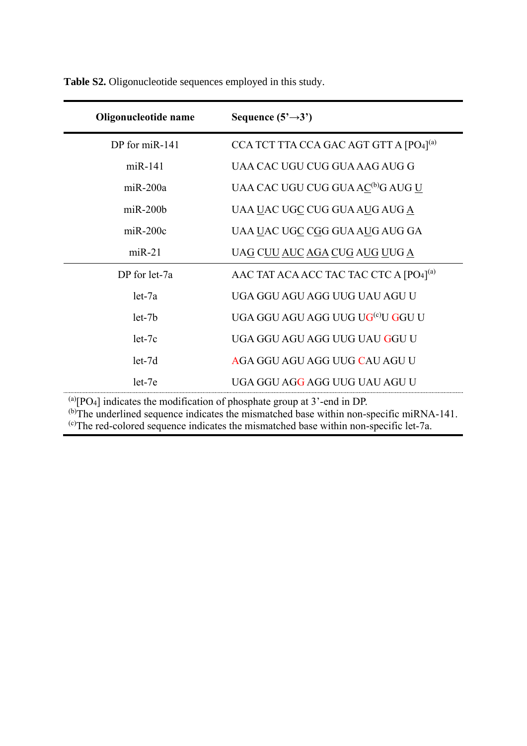**Table S2.** Oligonucleotide sequences employed in this study.

| Oligonucleotide name | Sequence (5'→3') |
|---|---|
| DP for miR-141 | CCA TCT TTA CCA GAC AGT GTT A [PO$_4$][a] |
| miR-141 | UAA CAC UGU CUG GUA AAG AUG G |
| miR-200a | UAA CAC UGU CUG GUA AC[b]G AUG U |
| miR-200b | UAA UAC UGC CUG GUA AUG AUG A |
| miR-200c | UAA UAC UGC CGG GUA AUG AUG GA |
| miR-21 | UAG CUU AUC AGA CUG AUG UUG A |
| DP for let-7a | AAC TAT ACA ACC TAC TAC CTC A [PO$_4$][a] |
| let-7a | UGA GGU AGU AGG UUG UAU AGU U |
| let-7b | UGA GGU AGU AGG UUG UG[c]U GGU U |
| let-7c | UGA GGU AGU AGG UUG UAU GGU U |
| let-7d | AGA GGU AGU AGG UUG CAU AGU U |
| let-7e | UGA GGU AGG AGG UUG UAU AGU U |

[a][PO$_4$] indicates the modification of phosphate group at 3'-end in DP.
[b]The underlined sequence indicates the mismatched base within non-specific miRNA-141.
[c]The red-colored sequence indicates the mismatched base within non-specific let-7a.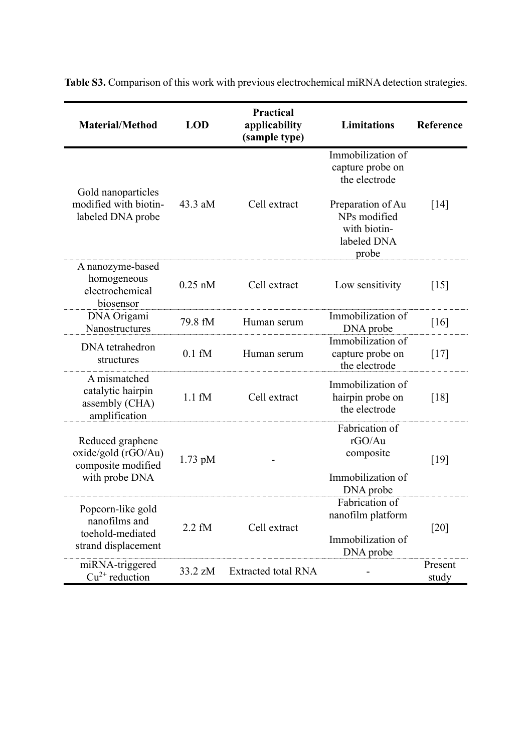**Table S3.** Comparison of this work with previous electrochemical miRNA detection strategies.

| Material/Method | LOD | Practical applicability (sample type) | Limitations | Reference |
|---|---|---|---|---|
| Gold nanoparticles modified with biotin-labeled DNA probe | 43.3 aM | Cell extract | Immobilization of capture probe on the electrode<br><br>Preparation of Au NPs modified with biotin-labeled DNA probe | [14] |
| A nanozyme-based homogeneous electrochemical biosensor | 0.25 nM | Cell extract | Low sensitivity | [15] |
| DNA Origami Nanostructures | 79.8 fM | Human serum | Immobilization of DNA probe | [16] |
| DNA tetrahedron structures | 0.1 fM | Human serum | Immobilization of capture probe on the electrode | [17] |
| A mismatched catalytic hairpin assembly (CHA) amplification | 1.1 fM | Cell extract | Immobilization of hairpin probe on the electrode | [18] |
| Reduced graphene oxide/gold (rGO/Au) composite modified with probe DNA | 1.73 pM | - | Fabrication of rGO/Au composite<br><br>Immobilization of DNA probe | [19] |
| Popcorn-like gold nanofilms and toehold-mediated strand displacement | 2.2 fM | Cell extract | Fabrication of nanofilm platform<br><br>Immobilization of DNA probe | [20] |
| miRNA-triggered $Cu^{2+}$ reduction | 33.2 zM | Extracted total RNA | - | Present study |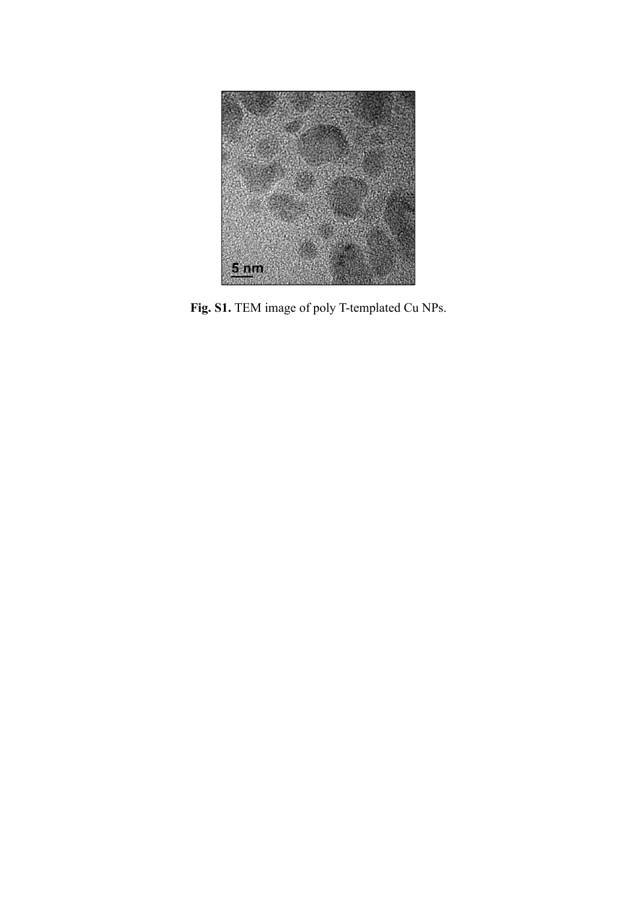**Fig. S1.** TEM image of poly T-templated Cu NPs.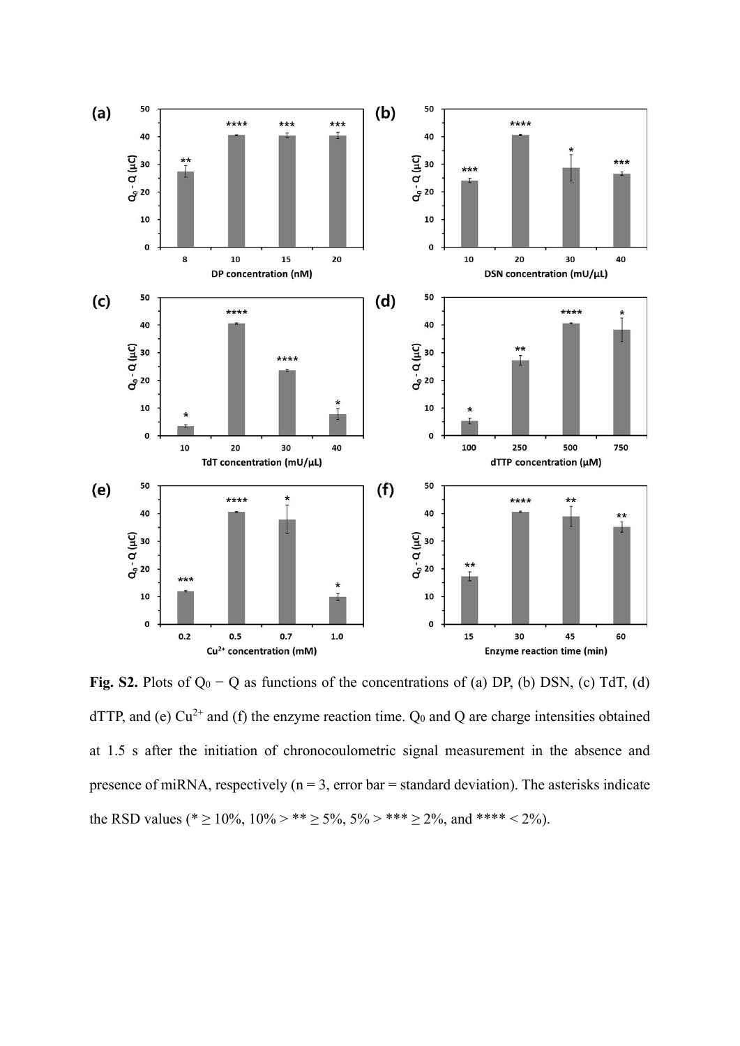**Fig. S2.** Plots of $Q_0 - Q$ as functions of the concentrations of (a) DP, (b) DSN, (c) TdT, (d) dTTP, and (e) $Cu^{2+}$ and (f) the enzyme reaction time. $Q_0$ and Q are charge intensities obtained at 1.5 s after the initiation of chronocoulometric signal measurement in the absence and presence of miRNA, respectively (n = 3, error bar = standard deviation). The asterisks indicate the RSD values (* ≥ 10%, 10% > ** ≥ 5%, 5% > *** ≥ 2%, and **** < 2%).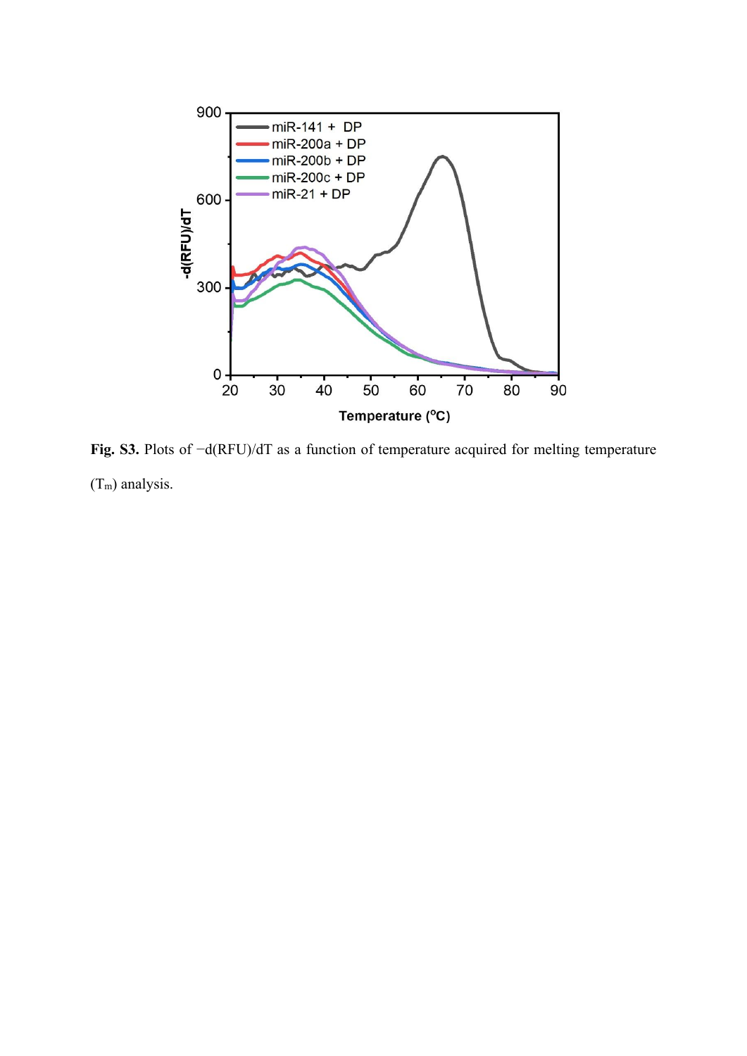**Fig. S3.** Plots of −d(RFU)/dT as a function of temperature acquired for melting temperature ($T_m$) analysis.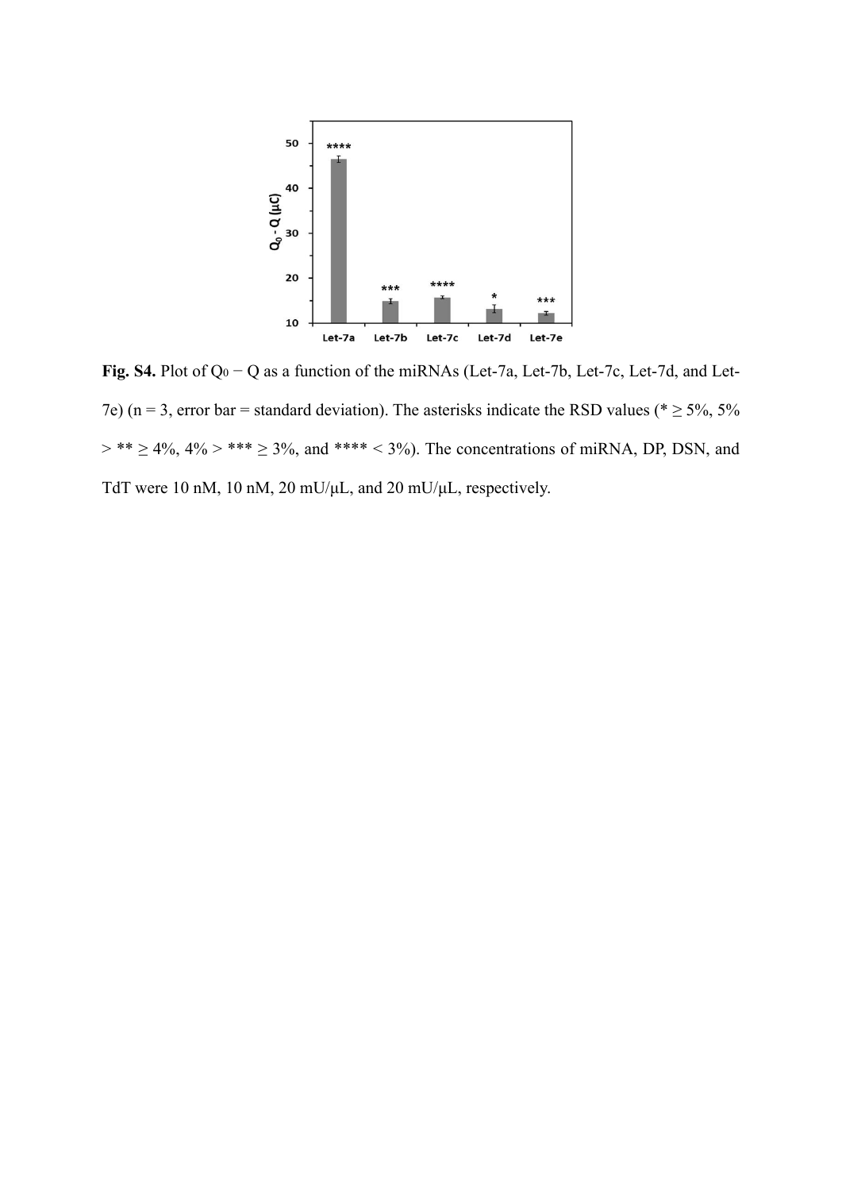**Fig. S4.** Plot of $Q_0 - Q$ as a function of the miRNAs (Let-7a, Let-7b, Let-7c, Let-7d, and Let-7e) ($n = 3$, error bar = standard deviation). The asterisks indicate the RSD values (* $\geq$ 5%, 5% > ** $\geq$ 4%, 4% > *** $\geq$ 3%, and **** < 3%). The concentrations of miRNA, DP, DSN, and TdT were 10 nM, 10 nM, 20 mU/μL, and 20 mU/μL, respectively.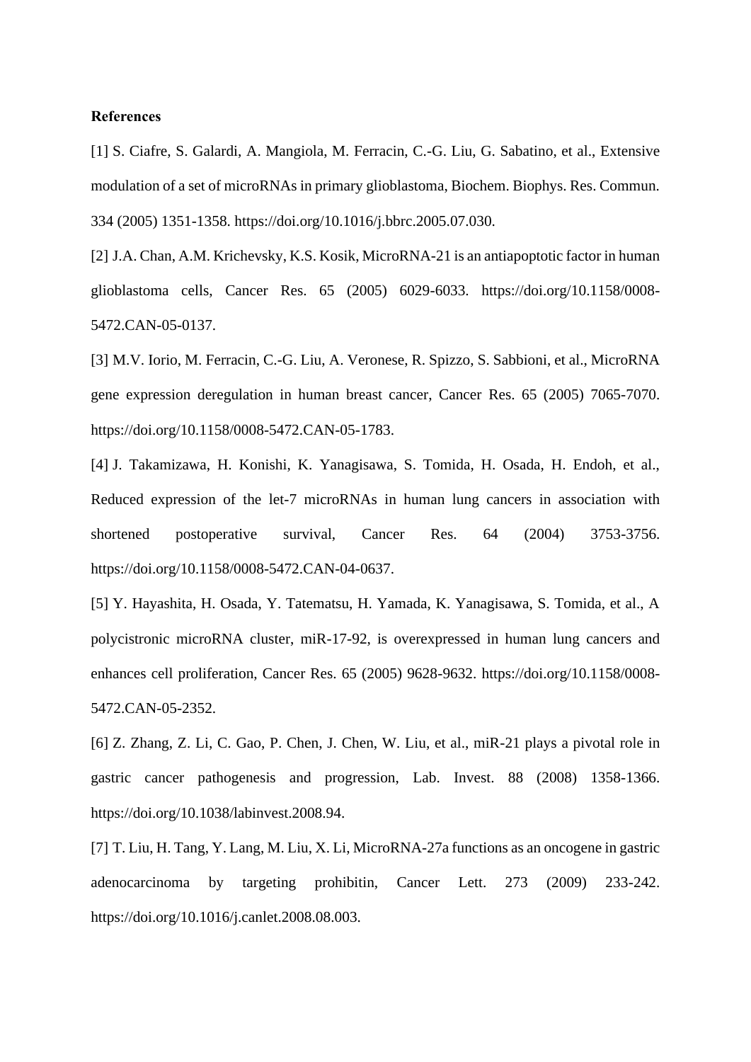**References**

[1] S. Ciafre, S. Galardi, A. Mangiola, M. Ferracin, C.-G. Liu, G. Sabatino, et al., Extensive modulation of a set of microRNAs in primary glioblastoma, Biochem. Biophys. Res. Commun. 334 (2005) 1351-1358. https://doi.org/10.1016/j.bbrc.2005.07.030.

[2] J.A. Chan, A.M. Krichevsky, K.S. Kosik, MicroRNA-21 is an antiapoptotic factor in human glioblastoma cells, Cancer Res. 65 (2005) 6029-6033. https://doi.org/10.1158/0008-5472.CAN-05-0137.

[3] M.V. Iorio, M. Ferracin, C.-G. Liu, A. Veronese, R. Spizzo, S. Sabbioni, et al., MicroRNA gene expression deregulation in human breast cancer, Cancer Res. 65 (2005) 7065-7070. https://doi.org/10.1158/0008-5472.CAN-05-1783.

[4] J. Takamizawa, H. Konishi, K. Yanagisawa, S. Tomida, H. Osada, H. Endoh, et al., Reduced expression of the let-7 microRNAs in human lung cancers in association with shortened postoperative survival, Cancer Res. 64 (2004) 3753-3756. https://doi.org/10.1158/0008-5472.CAN-04-0637.

[5] Y. Hayashita, H. Osada, Y. Tatematsu, H. Yamada, K. Yanagisawa, S. Tomida, et al., A polycistronic microRNA cluster, miR-17-92, is overexpressed in human lung cancers and enhances cell proliferation, Cancer Res. 65 (2005) 9628-9632. https://doi.org/10.1158/0008-5472.CAN-05-2352.

[6] Z. Zhang, Z. Li, C. Gao, P. Chen, J. Chen, W. Liu, et al., miR-21 plays a pivotal role in gastric cancer pathogenesis and progression, Lab. Invest. 88 (2008) 1358-1366. https://doi.org/10.1038/labinvest.2008.94.

[7] T. Liu, H. Tang, Y. Lang, M. Liu, X. Li, MicroRNA-27a functions as an oncogene in gastric adenocarcinoma by targeting prohibitin, Cancer Lett. 273 (2009) 233-242. https://doi.org/10.1016/j.canlet.2008.08.003.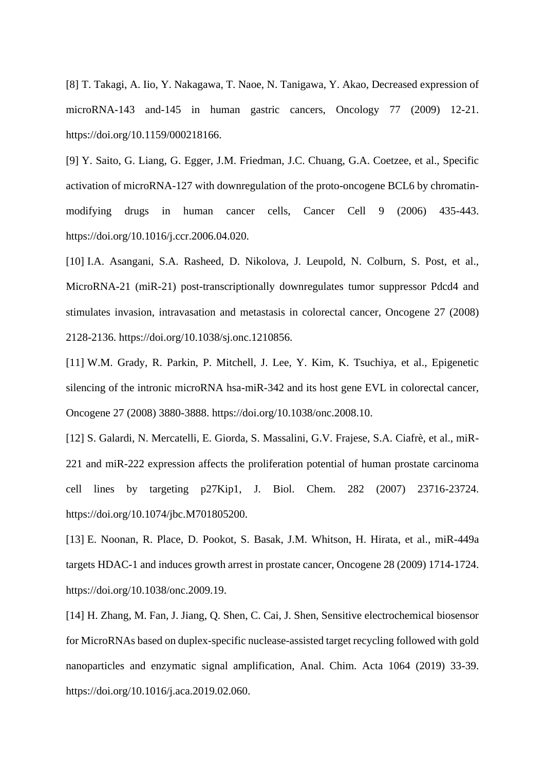[8] T. Takagi, A. Iio, Y. Nakagawa, T. Naoe, N. Tanigawa, Y. Akao, Decreased expression of microRNA-143 and-145 in human gastric cancers, Oncology 77 (2009) 12-21. https://doi.org/10.1159/000218166.

[9] Y. Saito, G. Liang, G. Egger, J.M. Friedman, J.C. Chuang, G.A. Coetzee, et al., Specific activation of microRNA-127 with downregulation of the proto-oncogene BCL6 by chromatin-modifying drugs in human cancer cells, Cancer Cell 9 (2006) 435-443. https://doi.org/10.1016/j.ccr.2006.04.020.

[10] I.A. Asangani, S.A. Rasheed, D. Nikolova, J. Leupold, N. Colburn, S. Post, et al., MicroRNA-21 (miR-21) post-transcriptionally downregulates tumor suppressor Pdcd4 and stimulates invasion, intravasation and metastasis in colorectal cancer, Oncogene 27 (2008) 2128-2136. https://doi.org/10.1038/sj.onc.1210856.

[11] W.M. Grady, R. Parkin, P. Mitchell, J. Lee, Y. Kim, K. Tsuchiya, et al., Epigenetic silencing of the intronic microRNA hsa-miR-342 and its host gene EVL in colorectal cancer, Oncogene 27 (2008) 3880-3888. https://doi.org/10.1038/onc.2008.10.

[12] S. Galardi, N. Mercatelli, E. Giorda, S. Massalini, G.V. Frajese, S.A. Ciafrè, et al., miR-221 and miR-222 expression affects the proliferation potential of human prostate carcinoma cell lines by targeting p27Kip1, J. Biol. Chem. 282 (2007) 23716-23724. https://doi.org/10.1074/jbc.M701805200.

[13] E. Noonan, R. Place, D. Pookot, S. Basak, J.M. Whitson, H. Hirata, et al., miR-449a targets HDAC-1 and induces growth arrest in prostate cancer, Oncogene 28 (2009) 1714-1724. https://doi.org/10.1038/onc.2009.19.

[14] H. Zhang, M. Fan, J. Jiang, Q. Shen, C. Cai, J. Shen, Sensitive electrochemical biosensor for MicroRNAs based on duplex-specific nuclease-assisted target recycling followed with gold nanoparticles and enzymatic signal amplification, Anal. Chim. Acta 1064 (2019) 33-39. https://doi.org/10.1016/j.aca.2019.02.060.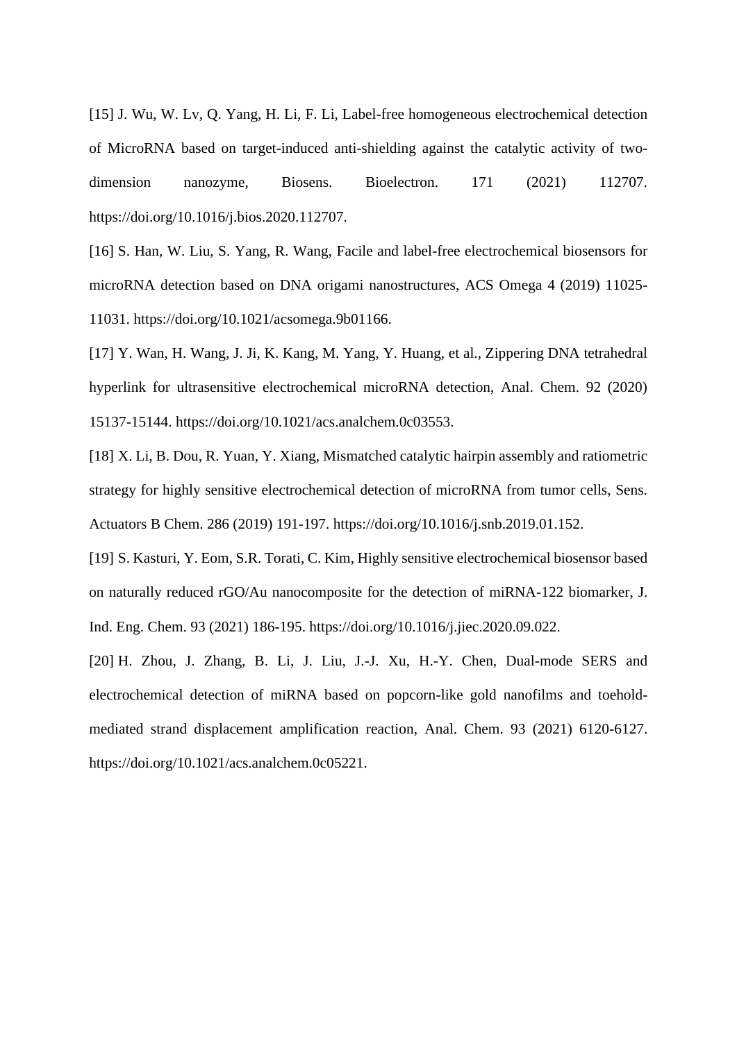[15] J. Wu, W. Lv, Q. Yang, H. Li, F. Li, Label-free homogeneous electrochemical detection of MicroRNA based on target-induced anti-shielding against the catalytic activity of two-dimension nanozyme, Biosens. Bioelectron. 171 (2021) 112707. https://doi.org/10.1016/j.bios.2020.112707.

[16] S. Han, W. Liu, S. Yang, R. Wang, Facile and label-free electrochemical biosensors for microRNA detection based on DNA origami nanostructures, ACS Omega 4 (2019) 11025-11031. https://doi.org/10.1021/acsomega.9b01166.

[17] Y. Wan, H. Wang, J. Ji, K. Kang, M. Yang, Y. Huang, et al., Zippering DNA tetrahedral hyperlink for ultrasensitive electrochemical microRNA detection, Anal. Chem. 92 (2020) 15137-15144. https://doi.org/10.1021/acs.analchem.0c03553.

[18] X. Li, B. Dou, R. Yuan, Y. Xiang, Mismatched catalytic hairpin assembly and ratiometric strategy for highly sensitive electrochemical detection of microRNA from tumor cells, Sens. Actuators B Chem. 286 (2019) 191-197. https://doi.org/10.1016/j.snb.2019.01.152.

[19] S. Kasturi, Y. Eom, S.R. Torati, C. Kim, Highly sensitive electrochemical biosensor based on naturally reduced rGO/Au nanocomposite for the detection of miRNA-122 biomarker, J. Ind. Eng. Chem. 93 (2021) 186-195. https://doi.org/10.1016/j.jiec.2020.09.022.

[20] H. Zhou, J. Zhang, B. Li, J. Liu, J.-J. Xu, H.-Y. Chen, Dual-mode SERS and electrochemical detection of miRNA based on popcorn-like gold nanofilms and toehold-mediated strand displacement amplification reaction, Anal. Chem. 93 (2021) 6120-6127. https://doi.org/10.1021/acs.analchem.0c05221.